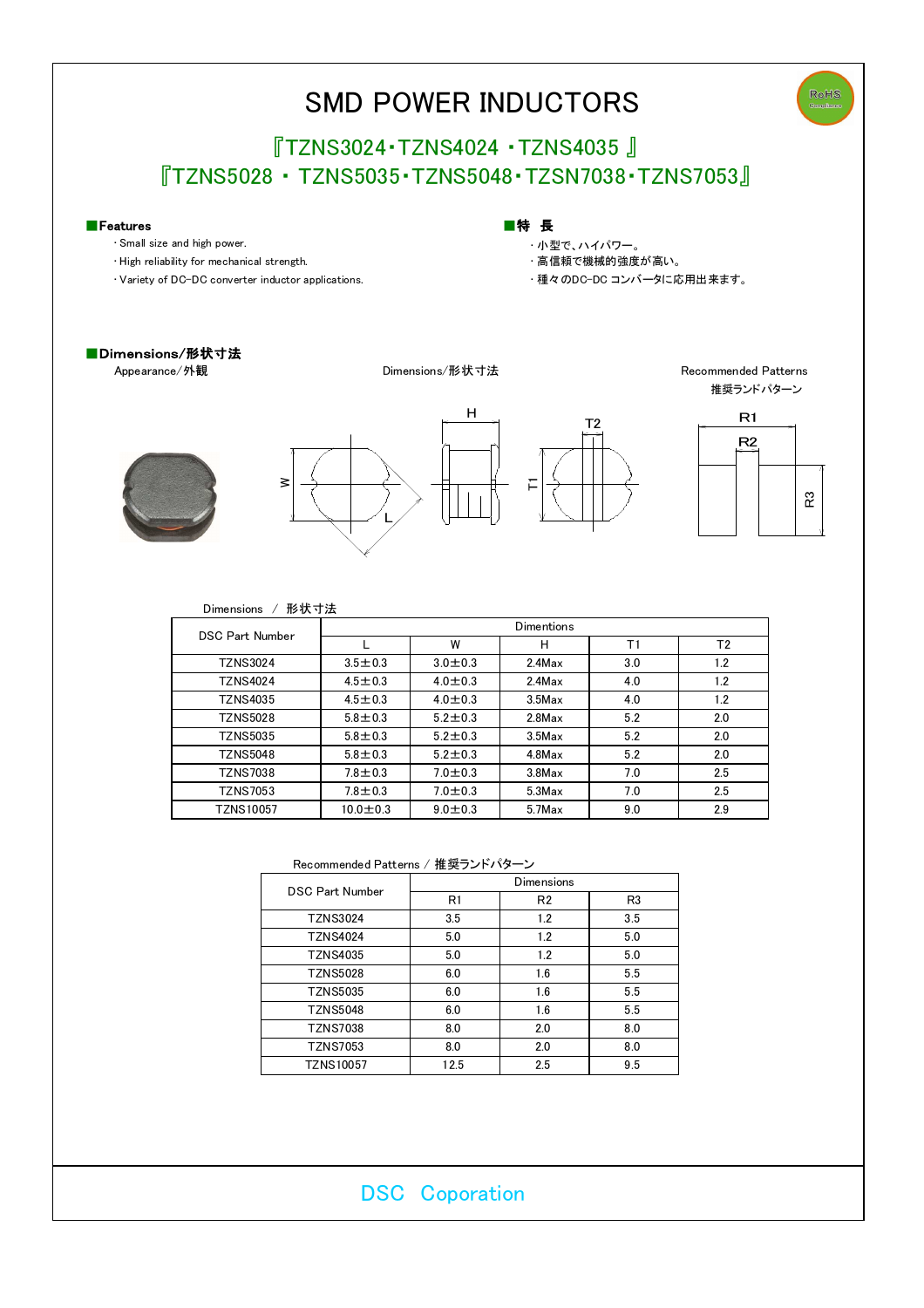# SMD POWER INDUCTORS

『TZNS3024・TZNS4024 ・TZNS4035 』
『TZNS5028 ・ TZNS5035・TZNS5048・TZSN7038・TZNS7053』

## ■Features

- Small size and high power.
- High reliability for mechanical strength.
- Variety of DC-DC converter inductor applications.

## ■特　長

- 小型で、ハイパワー。
- 高信頼で機械的強度が高い。
- 種々のDC-DC コンバータに応用出来ます。

## ■Dimensions/形状寸法

Appearance/外観

Dimensions/形状寸法

Recommended Patterns
推奨ランドパターン

Dimensions ／ 形状寸法

| DSC Part Number | Dimentions | | | | |
|---|---|---|---|---|---|
| | L | W | H | T1 | T2 |
| TZNS3024 | 3.5±0.3 | 3.0±0.3 | 2.4Max | 3.0 | 1.2 |
| TZNS4024 | 4.5±0.3 | 4.0±0.3 | 2.4Max | 4.0 | 1.2 |
| TZNS4035 | 4.5±0.3 | 4.0±0.3 | 3.5Max | 4.0 | 1.2 |
| TZNS5028 | 5.8±0.3 | 5.2±0.3 | 2.8Max | 5.2 | 2.0 |
| TZNS5035 | 5.8±0.3 | 5.2±0.3 | 3.5Max | 5.2 | 2.0 |
| TZNS5048 | 5.8±0.3 | 5.2±0.3 | 4.8Max | 5.2 | 2.0 |
| TZNS7038 | 7.8±0.3 | 7.0±0.3 | 3.8Max | 7.0 | 2.5 |
| TZNS7053 | 7.8±0.3 | 7.0±0.3 | 5.3Max | 7.0 | 2.5 |
| TZNS10057 | 10.0±0.3 | 9.0±0.3 | 5.7Max | 9.0 | 2.9 |

Recommended Patterns / 推奨ランドパターン

| DSC Part Number | Dimensions | | |
|---|---|---|---|
| | R1 | R2 | R3 |
| TZNS3024 | 3.5 | 1.2 | 3.5 |
| TZNS4024 | 5.0 | 1.2 | 5.0 |
| TZNS4035 | 5.0 | 1.2 | 5.0 |
| TZNS5028 | 6.0 | 1.6 | 5.5 |
| TZNS5035 | 6.0 | 1.6 | 5.5 |
| TZNS5048 | 6.0 | 1.6 | 5.5 |
| TZNS7038 | 8.0 | 2.0 | 8.0 |
| TZNS7053 | 8.0 | 2.0 | 8.0 |
| TZNS10057 | 12.5 | 2.5 | 9.5 |

DSC Coporation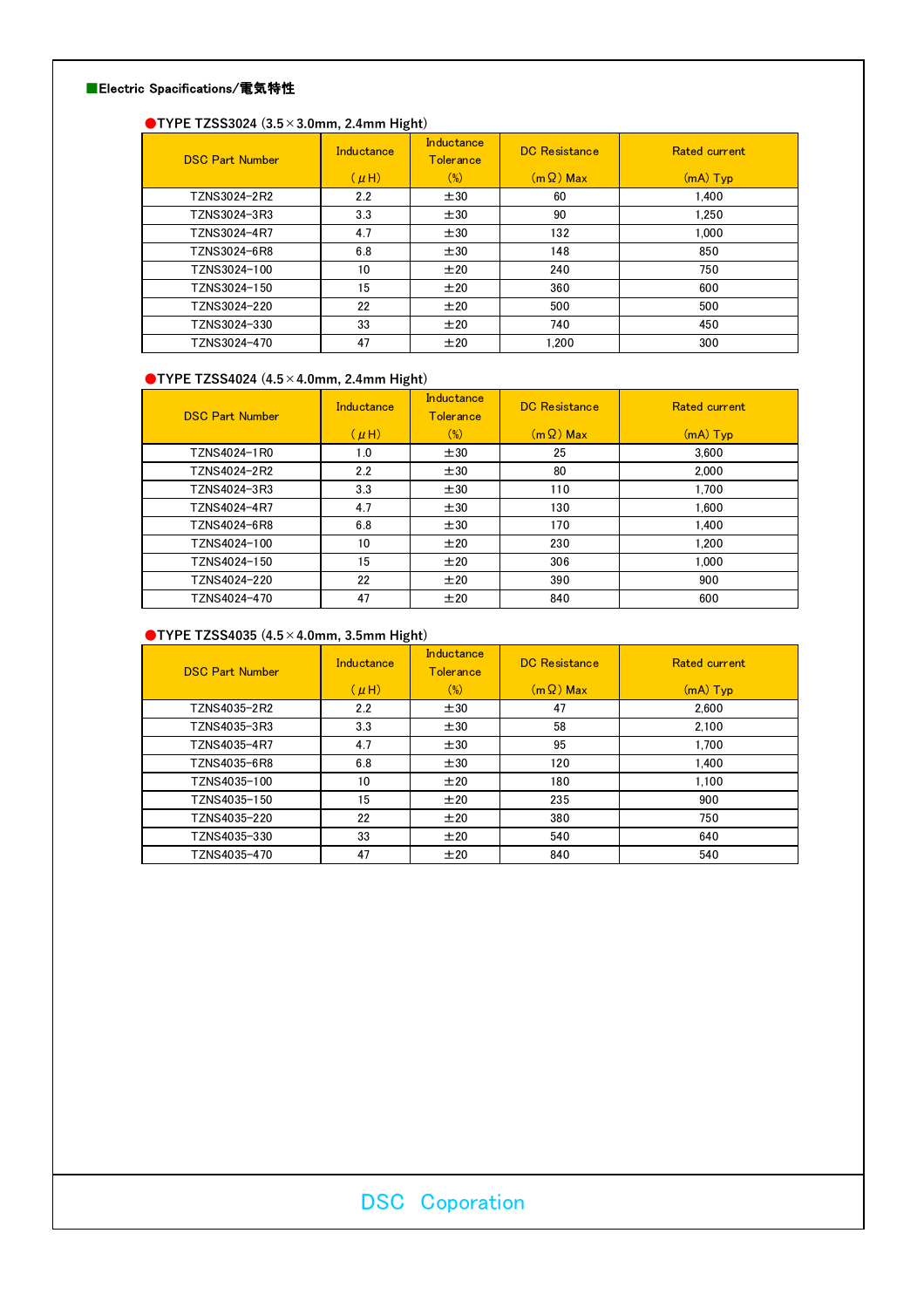## ■Electric Spacifications/電気特性

### ●TYPE TZSS3024 (3.5×3.0mm, 2.4mm Hight)

| DSC Part Number | Inductance (μH) | Inductance Tolerance (%) | DC Resistance (mΩ) Max | Rated current (mA) Typ |
|---|---|---|---|---|
| TZNS3024-2R2 | 2.2 | ±30 | 60 | 1,400 |
| TZNS3024-3R3 | 3.3 | ±30 | 90 | 1,250 |
| TZNS3024-4R7 | 4.7 | ±30 | 132 | 1,000 |
| TZNS3024-6R8 | 6.8 | ±30 | 148 | 850 |
| TZNS3024-100 | 10 | ±20 | 240 | 750 |
| TZNS3024-150 | 15 | ±20 | 360 | 600 |
| TZNS3024-220 | 22 | ±20 | 500 | 500 |
| TZNS3024-330 | 33 | ±20 | 740 | 450 |
| TZNS3024-470 | 47 | ±20 | 1,200 | 300 |

### ●TYPE TZSS4024 (4.5×4.0mm, 2.4mm Hight)

| DSC Part Number | Inductance (μH) | Inductance Tolerance (%) | DC Resistance (mΩ) Max | Rated current (mA) Typ |
|---|---|---|---|---|
| TZNS4024-1R0 | 1.0 | ±30 | 25 | 3,600 |
| TZNS4024-2R2 | 2.2 | ±30 | 80 | 2,000 |
| TZNS4024-3R3 | 3.3 | ±30 | 110 | 1,700 |
| TZNS4024-4R7 | 4.7 | ±30 | 130 | 1,600 |
| TZNS4024-6R8 | 6.8 | ±30 | 170 | 1,400 |
| TZNS4024-100 | 10 | ±20 | 230 | 1,200 |
| TZNS4024-150 | 15 | ±20 | 306 | 1,000 |
| TZNS4024-220 | 22 | ±20 | 390 | 900 |
| TZNS4024-470 | 47 | ±20 | 840 | 600 |

### ●TYPE TZSS4035 (4.5×4.0mm, 3.5mm Hight)

| DSC Part Number | Inductance (μH) | Inductance Tolerance (%) | DC Resistance (mΩ) Max | Rated current (mA) Typ |
|---|---|---|---|---|
| TZNS4035-2R2 | 2.2 | ±30 | 47 | 2,600 |
| TZNS4035-3R3 | 3.3 | ±30 | 58 | 2,100 |
| TZNS4035-4R7 | 4.7 | ±30 | 95 | 1,700 |
| TZNS4035-6R8 | 6.8 | ±30 | 120 | 1,400 |
| TZNS4035-100 | 10 | ±20 | 180 | 1,100 |
| TZNS4035-150 | 15 | ±20 | 235 | 900 |
| TZNS4035-220 | 22 | ±20 | 380 | 750 |
| TZNS4035-330 | 33 | ±20 | 540 | 640 |
| TZNS4035-470 | 47 | ±20 | 840 | 540 |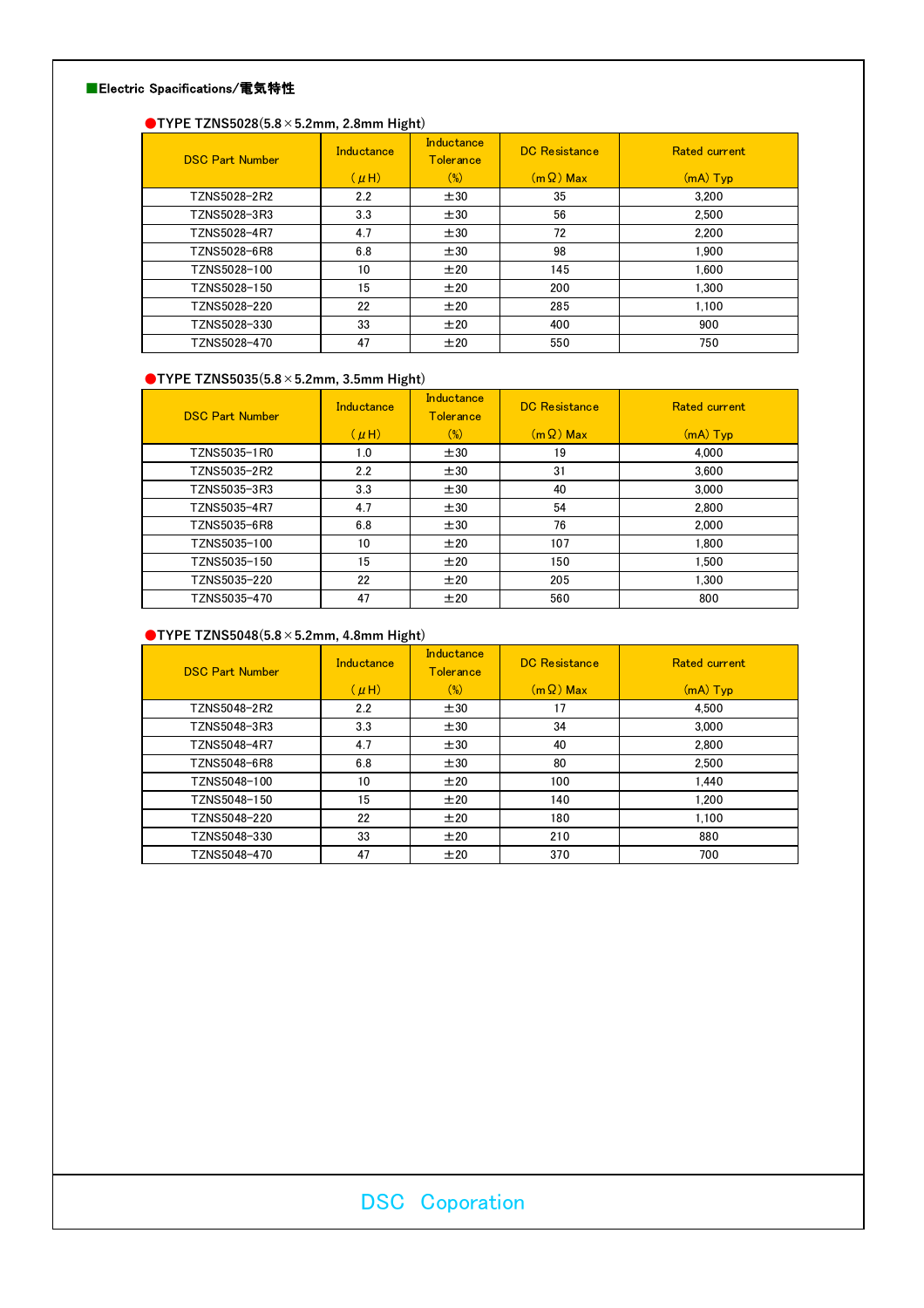■Electric Spacifications/電気特性

●TYPE TZNS5028(5.8×5.2mm, 2.8mm Hight)

| DSC Part Number | Inductance (μH) | Inductance Tolerance (%) | DC Resistance (mΩ) Max | Rated current (mA) Typ |
|---|---|---|---|---|
| TZNS5028-2R2 | 2.2 | ±30 | 35 | 3,200 |
| TZNS5028-3R3 | 3.3 | ±30 | 56 | 2,500 |
| TZNS5028-4R7 | 4.7 | ±30 | 72 | 2,200 |
| TZNS5028-6R8 | 6.8 | ±30 | 98 | 1,900 |
| TZNS5028-100 | 10 | ±20 | 145 | 1,600 |
| TZNS5028-150 | 15 | ±20 | 200 | 1,300 |
| TZNS5028-220 | 22 | ±20 | 285 | 1,100 |
| TZNS5028-330 | 33 | ±20 | 400 | 900 |
| TZNS5028-470 | 47 | ±20 | 550 | 750 |

●TYPE TZNS5035(5.8×5.2mm, 3.5mm Hight)

| DSC Part Number | Inductance (μH) | Inductance Tolerance (%) | DC Resistance (mΩ) Max | Rated current (mA) Typ |
|---|---|---|---|---|
| TZNS5035-1R0 | 1.0 | ±30 | 19 | 4,000 |
| TZNS5035-2R2 | 2.2 | ±30 | 31 | 3,600 |
| TZNS5035-3R3 | 3.3 | ±30 | 40 | 3,000 |
| TZNS5035-4R7 | 4.7 | ±30 | 54 | 2,800 |
| TZNS5035-6R8 | 6.8 | ±30 | 76 | 2,000 |
| TZNS5035-100 | 10 | ±20 | 107 | 1,800 |
| TZNS5035-150 | 15 | ±20 | 150 | 1,500 |
| TZNS5035-220 | 22 | ±20 | 205 | 1,300 |
| TZNS5035-470 | 47 | ±20 | 560 | 800 |

●TYPE TZNS5048(5.8×5.2mm, 4.8mm Hight)

| DSC Part Number | Inductance (μH) | Inductance Tolerance (%) | DC Resistance (mΩ) Max | Rated current (mA) Typ |
|---|---|---|---|---|
| TZNS5048-2R2 | 2.2 | ±30 | 17 | 4,500 |
| TZNS5048-3R3 | 3.3 | ±30 | 34 | 3,000 |
| TZNS5048-4R7 | 4.7 | ±30 | 40 | 2,800 |
| TZNS5048-6R8 | 6.8 | ±30 | 80 | 2,500 |
| TZNS5048-100 | 10 | ±20 | 100 | 1,440 |
| TZNS5048-150 | 15 | ±20 | 140 | 1,200 |
| TZNS5048-220 | 22 | ±20 | 180 | 1,100 |
| TZNS5048-330 | 33 | ±20 | 210 | 880 |
| TZNS5048-470 | 47 | ±20 | 370 | 700 |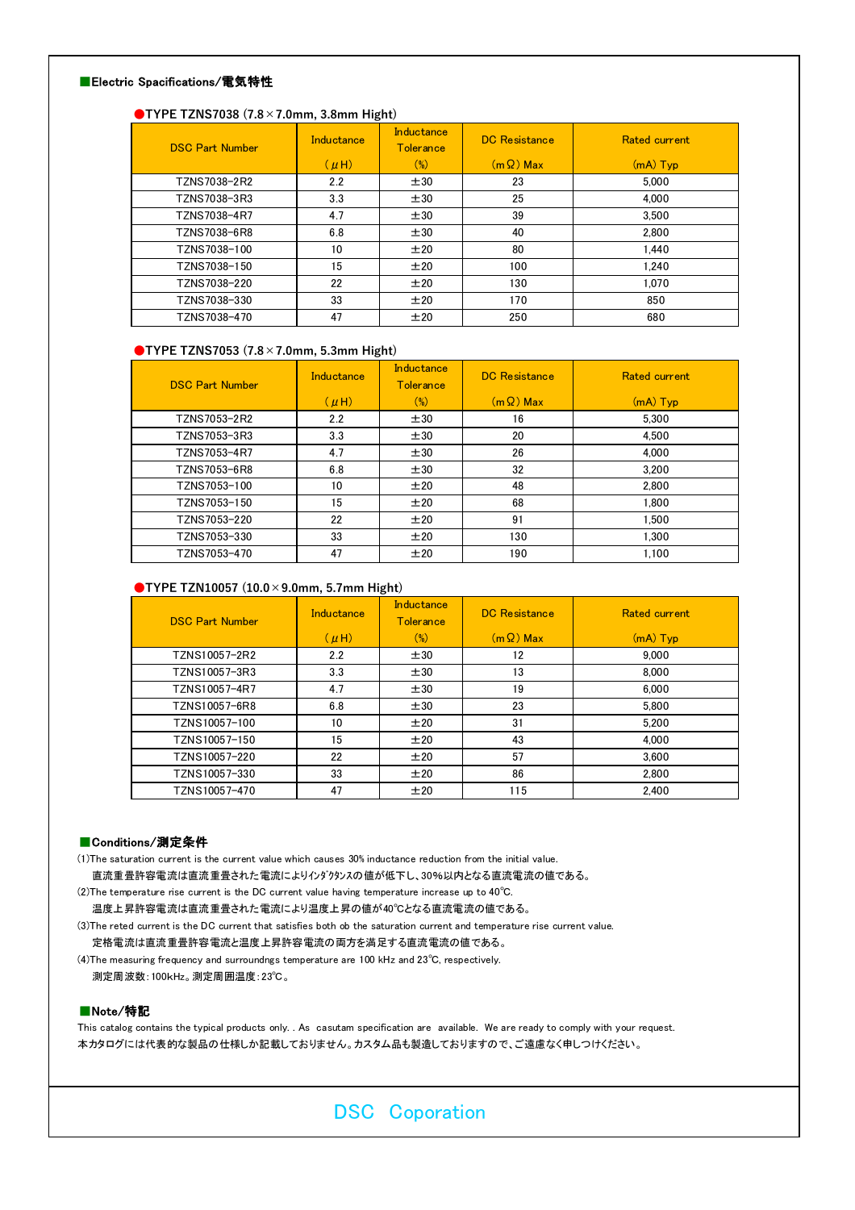## ■Electric Spacifications/電気特性

### ●TYPE TZNS7038 (7.8×7.0mm, 3.8mm Hight)

| DSC Part Number | Inductance (μH) | Inductance Tolerance (%) | DC Resistance (mΩ) Max | Rated current (mA) Typ |
|---|---|---|---|---|
| TZNS7038-2R2 | 2.2 | ±30 | 23 | 5,000 |
| TZNS7038-3R3 | 3.3 | ±30 | 25 | 4,000 |
| TZNS7038-4R7 | 4.7 | ±30 | 39 | 3,500 |
| TZNS7038-6R8 | 6.8 | ±30 | 40 | 2,800 |
| TZNS7038-100 | 10 | ±20 | 80 | 1,440 |
| TZNS7038-150 | 15 | ±20 | 100 | 1,240 |
| TZNS7038-220 | 22 | ±20 | 130 | 1,070 |
| TZNS7038-330 | 33 | ±20 | 170 | 850 |
| TZNS7038-470 | 47 | ±20 | 250 | 680 |

### ●TYPE TZNS7053 (7.8×7.0mm, 5.3mm Hight)

| DSC Part Number | Inductance (μH) | Inductance Tolerance (%) | DC Resistance (mΩ) Max | Rated current (mA) Typ |
|---|---|---|---|---|
| TZNS7053-2R2 | 2.2 | ±30 | 16 | 5,300 |
| TZNS7053-3R3 | 3.3 | ±30 | 20 | 4,500 |
| TZNS7053-4R7 | 4.7 | ±30 | 26 | 4,000 |
| TZNS7053-6R8 | 6.8 | ±30 | 32 | 3,200 |
| TZNS7053-100 | 10 | ±20 | 48 | 2,800 |
| TZNS7053-150 | 15 | ±20 | 68 | 1,800 |
| TZNS7053-220 | 22 | ±20 | 91 | 1,500 |
| TZNS7053-330 | 33 | ±20 | 130 | 1,300 |
| TZNS7053-470 | 47 | ±20 | 190 | 1,100 |

### ●TYPE TZN10057 (10.0×9.0mm, 5.7mm Hight)

| DSC Part Number | Inductance (μH) | Inductance Tolerance (%) | DC Resistance (mΩ) Max | Rated current (mA) Typ |
|---|---|---|---|---|
| TZNS10057-2R2 | 2.2 | ±30 | 12 | 9,000 |
| TZNS10057-3R3 | 3.3 | ±30 | 13 | 8,000 |
| TZNS10057-4R7 | 4.7 | ±30 | 19 | 6,000 |
| TZNS10057-6R8 | 6.8 | ±30 | 23 | 5,800 |
| TZNS10057-100 | 10 | ±20 | 31 | 5,200 |
| TZNS10057-150 | 15 | ±20 | 43 | 4,000 |
| TZNS10057-220 | 22 | ±20 | 57 | 3,600 |
| TZNS10057-330 | 33 | ±20 | 86 | 2,800 |
| TZNS10057-470 | 47 | ±20 | 115 | 2,400 |

## ■Conditions/測定条件

(1)The saturation current is the current value which causes 30% inductance reduction from the initial value.
　直流重畳許容電流は直流重畳された電流によりｲﾝﾀﾞｸﾀﾝｽの値が低下し、30%以内となる直流電流の値である。

(2)The temperature rise current is the DC current value having temperature increase up to 40℃.
　温度上昇許容電流は直流重畳された電流により温度上昇の値が40℃となる直流電流の値である。

(3)The reted current is the DC current that satisfies both ob the saturation current and temperature rise current value.
　定格電流は直流重畳許容電流と温度上昇許容電流の両方を満足する直流電流の値である。

(4)The measuring frequency and surroundngs temperature are 100 kHz and 23℃, respectively.
　測定周波数：100kHz。測定周囲温度：23℃。

## ■Note/特記

This catalog contains the typical products only. . As casutam specification are available. We are ready to comply with your request.
本カタログには代表的な製品の仕様しか記載しておりません。カスタム品も製造しておりますので、ご遠慮なく申しつけください。

DSC Coporation